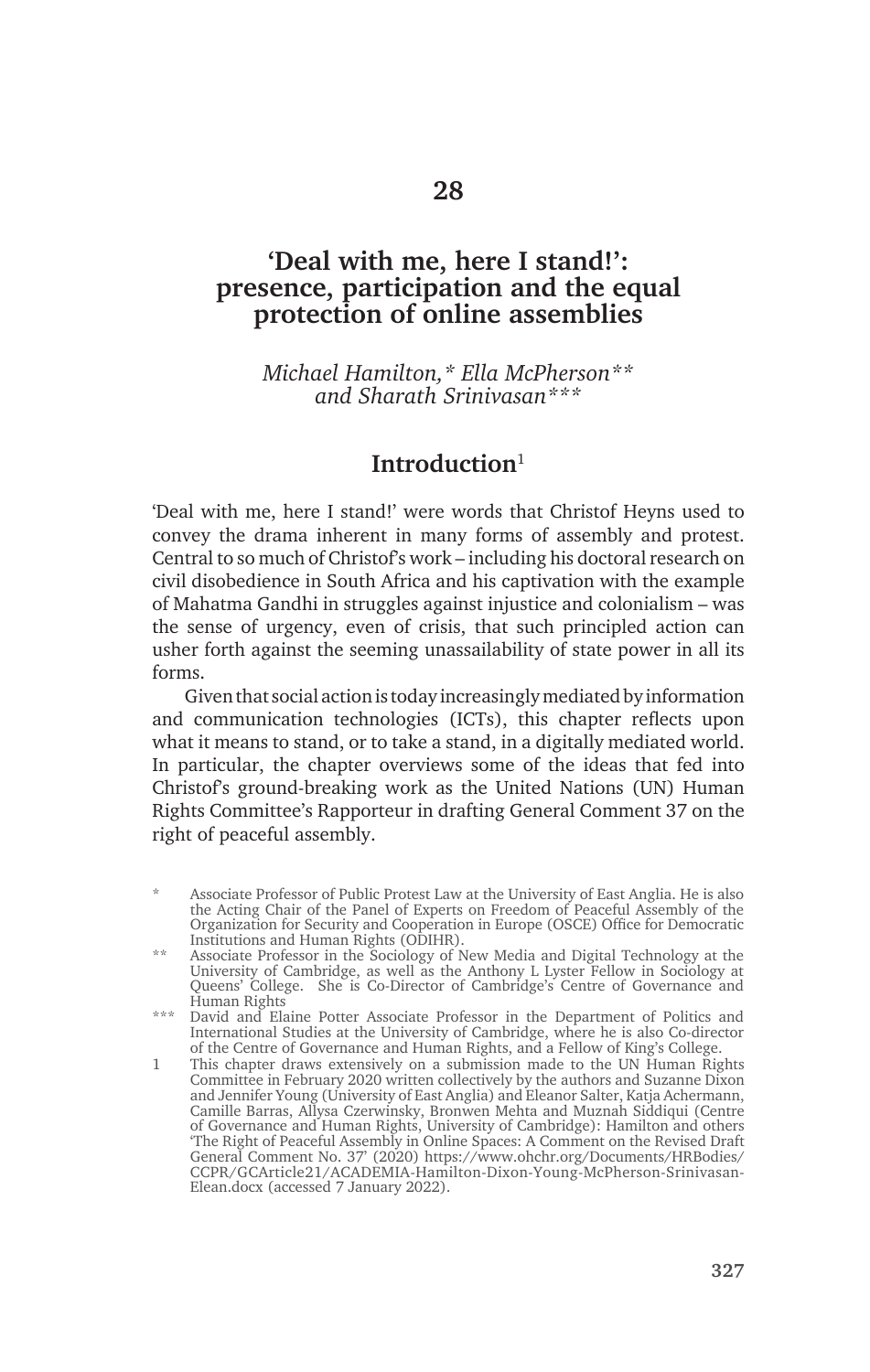# 28

# 'Deal with me, here I stand!': presence, participation and the equal protection of online assemblies

*Michael Hamilton,\* Ella McPherson\*\* and Sharath Srinivasan\*\*\**

## Introduction[1]

'Deal with me, here I stand!' were words that Christof Heyns used to convey the drama inherent in many forms of assembly and protest. Central to so much of Christof's work – including his doctoral research on civil disobedience in South Africa and his captivation with the example of Mahatma Gandhi in struggles against injustice and colonialism – was the sense of urgency, even of crisis, that such principled action can usher forth against the seeming unassailability of state power in all its forms.

Given that social action is today increasingly mediated by information and communication technologies (ICTs), this chapter reflects upon what it means to stand, or to take a stand, in a digitally mediated world. In particular, the chapter overviews some of the ideas that fed into Christof's ground-breaking work as the United Nations (UN) Human Rights Committee's Rapporteur in drafting General Comment 37 on the right of peaceful assembly.

\* Associate Professor of Public Protest Law at the University of East Anglia. He is also the Acting Chair of the Panel of Experts on Freedom of Peaceful Assembly of the Organization for Security and Cooperation in Europe (OSCE) Office for Democratic Institutions and Human Rights (ODIHR).

\*\* Associate Professor in the Sociology of New Media and Digital Technology at the University of Cambridge, as well as the Anthony L Lyster Fellow in Sociology at Queens' College. She is Co-Director of Cambridge's Centre of Governance and Human Rights

\*\*\* David and Elaine Potter Associate Professor in the Department of Politics and International Studies at the University of Cambridge, where he is also Co-director of the Centre of Governance and Human Rights, and a Fellow of King's College.

1 This chapter draws extensively on a submission made to the UN Human Rights Committee in February 2020 written collectively by the authors and Suzanne Dixon and Jennifer Young (University of East Anglia) and Eleanor Salter, Katja Achermann, Camille Barras, Allysa Czerwinsky, Bronwen Mehta and Muznah Siddiqui (Centre of Governance and Human Rights, University of Cambridge): Hamilton and others 'The Right of Peaceful Assembly in Online Spaces: A Comment on the Revised Draft General Comment No. 37' (2020) https://www.ohchr.org/Documents/HRBodies/CCPR/GCArticle21/ACADEMIA-Hamilton-Dixon-Young-McPherson-Srinivasan-Elean.docx (accessed 7 January 2022).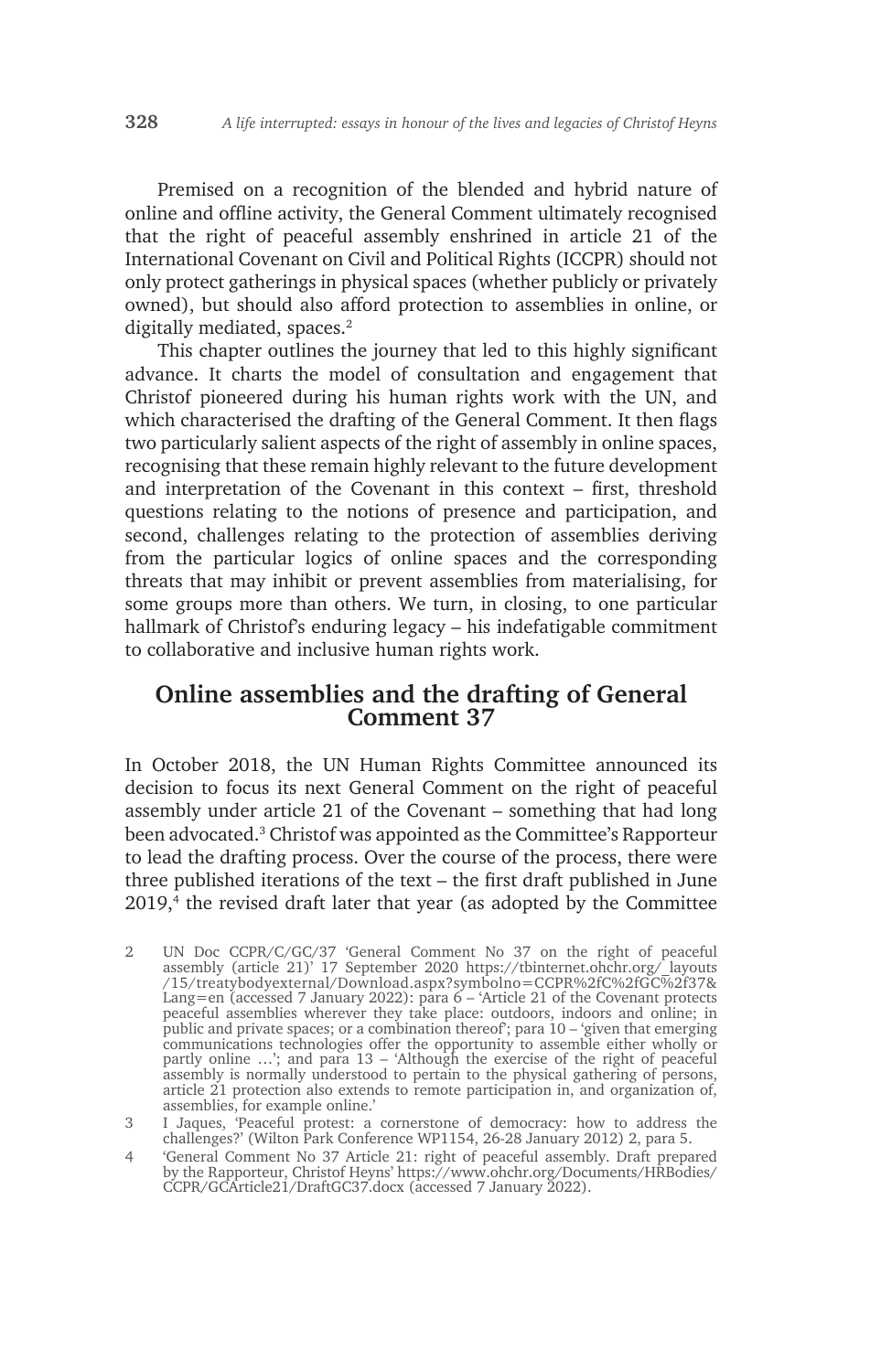Premised on a recognition of the blended and hybrid nature of online and offline activity, the General Comment ultimately recognised that the right of peaceful assembly enshrined in article 21 of the International Covenant on Civil and Political Rights (ICCPR) should not only protect gatherings in physical spaces (whether publicly or privately owned), but should also afford protection to assemblies in online, or digitally mediated, spaces.[2]

This chapter outlines the journey that led to this highly significant advance. It charts the model of consultation and engagement that Christof pioneered during his human rights work with the UN, and which characterised the drafting of the General Comment. It then flags two particularly salient aspects of the right of assembly in online spaces, recognising that these remain highly relevant to the future development and interpretation of the Covenant in this context – first, threshold questions relating to the notions of presence and participation, and second, challenges relating to the protection of assemblies deriving from the particular logics of online spaces and the corresponding threats that may inhibit or prevent assemblies from materialising, for some groups more than others. We turn, in closing, to one particular hallmark of Christof's enduring legacy – his indefatigable commitment to collaborative and inclusive human rights work.

## Online assemblies and the drafting of General Comment 37

In October 2018, the UN Human Rights Committee announced its decision to focus its next General Comment on the right of peaceful assembly under article 21 of the Covenant – something that had long been advocated.[3] Christof was appointed as the Committee's Rapporteur to lead the drafting process. Over the course of the process, there were three published iterations of the text – the first draft published in June 2019,[4] the revised draft later that year (as adopted by the Committee

---

2 UN Doc CCPR/C/GC/37 'General Comment No 37 on the right of peaceful assembly (article 21)' 17 September 2020 https://tbinternet.ohchr.org/_layouts/15/treatybodyexternal/Download.aspx?symbolno=CCPR%2fC%2fGC%2f37&Lang=en (accessed 7 January 2022): para 6 – 'Article 21 of the Covenant protects peaceful assemblies wherever they take place: outdoors, indoors and online; in public and private spaces; or a combination thereof'; para 10 – 'given that emerging communications technologies offer the opportunity to assemble either wholly or partly online …'; and para 13 – 'Although the exercise of the right of peaceful assembly is normally understood to pertain to the physical gathering of persons, article 21 protection also extends to remote participation in, and organization of, assemblies, for example online.'

3 I Jaques, 'Peaceful protest: a cornerstone of democracy: how to address the challenges?' (Wilton Park Conference WP1154, 26-28 January 2012) 2, para 5.

4 'General Comment No 37 Article 21: right of peaceful assembly. Draft prepared by the Rapporteur, Christof Heyns' https://www.ohchr.org/Documents/HRBodies/CCPR/GCArticle21/DraftGC37.docx (accessed 7 January 2022).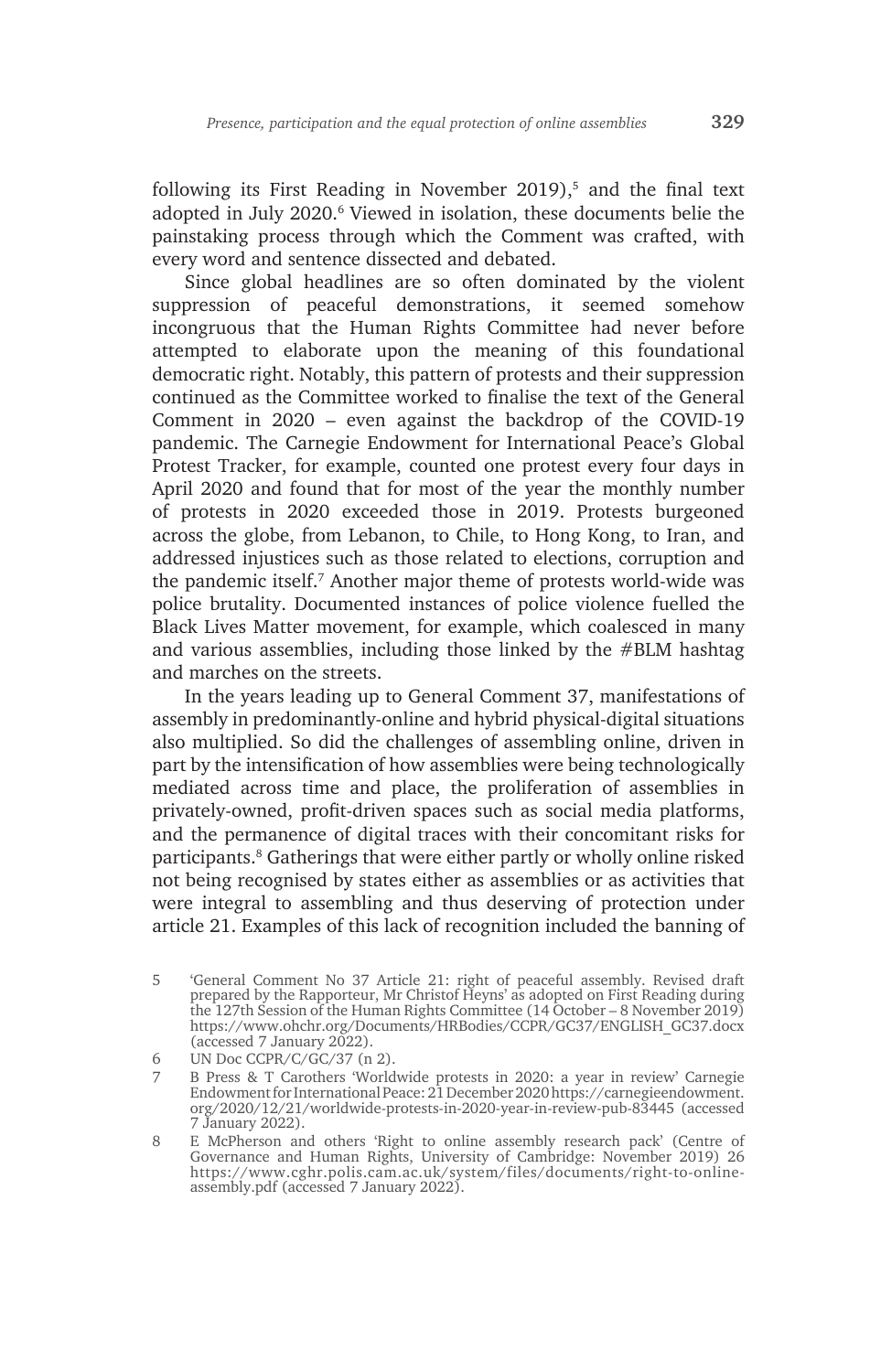following its First Reading in November 2019),[5] and the final text adopted in July 2020.[6] Viewed in isolation, these documents belie the painstaking process through which the Comment was crafted, with every word and sentence dissected and debated.

Since global headlines are so often dominated by the violent suppression of peaceful demonstrations, it seemed somehow incongruous that the Human Rights Committee had never before attempted to elaborate upon the meaning of this foundational democratic right. Notably, this pattern of protests and their suppression continued as the Committee worked to finalise the text of the General Comment in 2020 – even against the backdrop of the COVID-19 pandemic. The Carnegie Endowment for International Peace's Global Protest Tracker, for example, counted one protest every four days in April 2020 and found that for most of the year the monthly number of protests in 2020 exceeded those in 2019. Protests burgeoned across the globe, from Lebanon, to Chile, to Hong Kong, to Iran, and addressed injustices such as those related to elections, corruption and the pandemic itself.[7] Another major theme of protests world-wide was police brutality. Documented instances of police violence fuelled the Black Lives Matter movement, for example, which coalesced in many and various assemblies, including those linked by the #BLM hashtag and marches on the streets.

In the years leading up to General Comment 37, manifestations of assembly in predominantly-online and hybrid physical-digital situations also multiplied. So did the challenges of assembling online, driven in part by the intensification of how assemblies were being technologically mediated across time and place, the proliferation of assemblies in privately-owned, profit-driven spaces such as social media platforms, and the permanence of digital traces with their concomitant risks for participants.[8] Gatherings that were either partly or wholly online risked not being recognised by states either as assemblies or as activities that were integral to assembling and thus deserving of protection under article 21. Examples of this lack of recognition included the banning of

---

5 'General Comment No 37 Article 21: right of peaceful assembly. Revised draft prepared by the Rapporteur, Mr Christof Heyns' as adopted on First Reading during the 127th Session of the Human Rights Committee (14 October – 8 November 2019) https://www.ohchr.org/Documents/HRBodies/CCPR/GC37/ENGLISH_GC37.docx (accessed 7 January 2022).

6 UN Doc CCPR/C/GC/37 (n 2).

7 B Press & T Carothers 'Worldwide protests in 2020: a year in review' Carnegie Endowment for International Peace: 21 December 2020 https://carnegieendowment.org/2020/12/21/worldwide-protests-in-2020-year-in-review-pub-83445 (accessed 7 January 2022).

8 E McPherson and others 'Right to online assembly research pack' (Centre of Governance and Human Rights, University of Cambridge: November 2019) 26 https://www.cghr.polis.cam.ac.uk/system/files/documents/right-to-online-assembly.pdf (accessed 7 January 2022).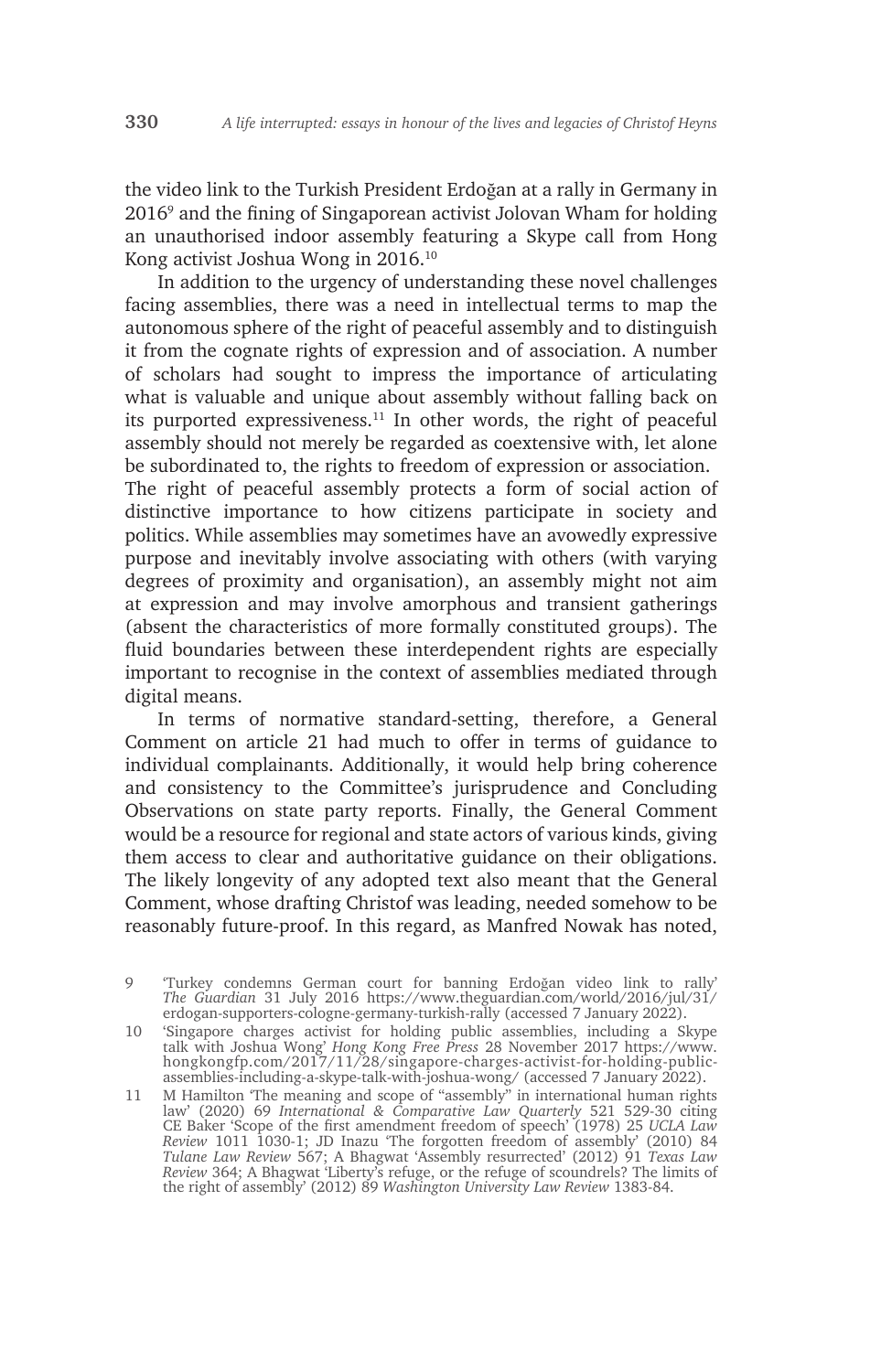the video link to the Turkish President Erdoğan at a rally in Germany in 2016[9] and the fining of Singaporean activist Jolovan Wham for holding an unauthorised indoor assembly featuring a Skype call from Hong Kong activist Joshua Wong in 2016.[10]

In addition to the urgency of understanding these novel challenges facing assemblies, there was a need in intellectual terms to map the autonomous sphere of the right of peaceful assembly and to distinguish it from the cognate rights of expression and of association. A number of scholars had sought to impress the importance of articulating what is valuable and unique about assembly without falling back on its purported expressiveness.[11] In other words, the right of peaceful assembly should not merely be regarded as coextensive with, let alone be subordinated to, the rights to freedom of expression or association. The right of peaceful assembly protects a form of social action of distinctive importance to how citizens participate in society and politics. While assemblies may sometimes have an avowedly expressive purpose and inevitably involve associating with others (with varying degrees of proximity and organisation), an assembly might not aim at expression and may involve amorphous and transient gatherings (absent the characteristics of more formally constituted groups). The fluid boundaries between these interdependent rights are especially important to recognise in the context of assemblies mediated through digital means.

In terms of normative standard-setting, therefore, a General Comment on article 21 had much to offer in terms of guidance to individual complainants. Additionally, it would help bring coherence and consistency to the Committee's jurisprudence and Concluding Observations on state party reports. Finally, the General Comment would be a resource for regional and state actors of various kinds, giving them access to clear and authoritative guidance on their obligations. The likely longevity of any adopted text also meant that the General Comment, whose drafting Christof was leading, needed somehow to be reasonably future-proof. In this regard, as Manfred Nowak has noted,

---

9 'Turkey condemns German court for banning Erdoğan video link to rally' *The Guardian* 31 July 2016 https://www.theguardian.com/world/2016/jul/31/erdogan-supporters-cologne-germany-turkish-rally (accessed 7 January 2022).

10 'Singapore charges activist for holding public assemblies, including a Skype talk with Joshua Wong' *Hong Kong Free Press* 28 November 2017 https://www.hongkongfp.com/2017/11/28/singapore-charges-activist-for-holding-public-assemblies-including-a-skype-talk-with-joshua-wong/ (accessed 7 January 2022).

11 M Hamilton 'The meaning and scope of "assembly" in international human rights law' (2020) 69 *International & Comparative Law Quarterly* 521 529-30 citing CE Baker 'Scope of the first amendment freedom of speech' (1978) 25 *UCLA Law Review* 1011 1030-1; JD Inazu 'The forgotten freedom of assembly' (2010) 84 *Tulane Law Review* 567; A Bhagwat 'Assembly resurrected' (2012) 91 *Texas Law Review* 364; A Bhagwat 'Liberty's refuge, or the refuge of scoundrels? The limits of the right of assembly' (2012) 89 *Washington University Law Review* 1383-84.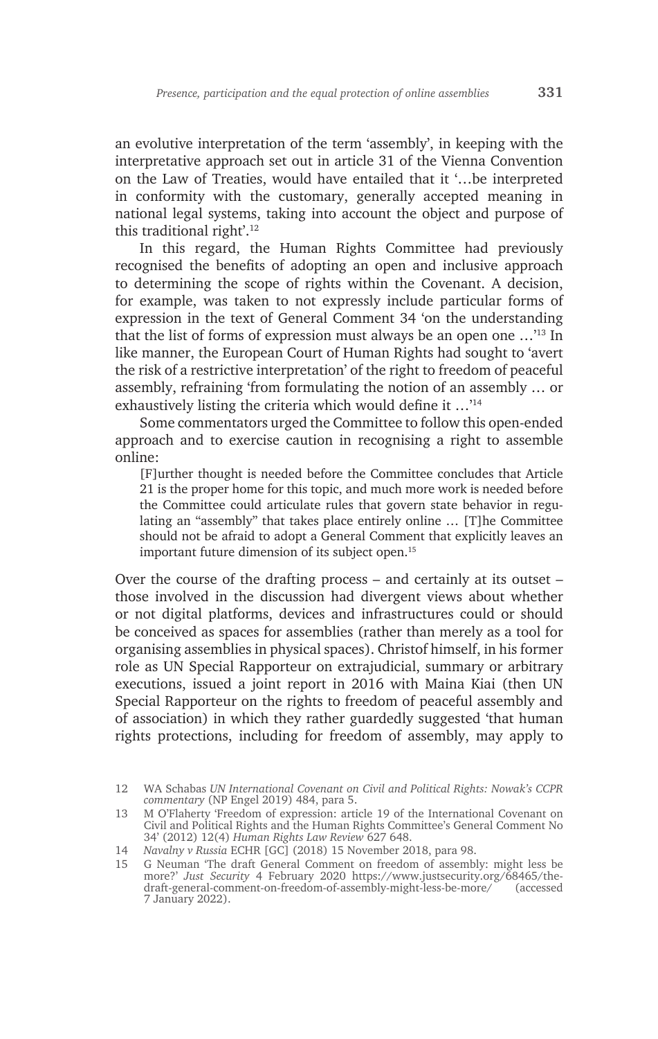an evolutive interpretation of the term 'assembly', in keeping with the interpretative approach set out in article 31 of the Vienna Convention on the Law of Treaties, would have entailed that it '…be interpreted in conformity with the customary, generally accepted meaning in national legal systems, taking into account the object and purpose of this traditional right'.[12]

In this regard, the Human Rights Committee had previously recognised the benefits of adopting an open and inclusive approach to determining the scope of rights within the Covenant. A decision, for example, was taken to not expressly include particular forms of expression in the text of General Comment 34 'on the understanding that the list of forms of expression must always be an open one …'[13] In like manner, the European Court of Human Rights had sought to 'avert the risk of a restrictive interpretation' of the right to freedom of peaceful assembly, refraining 'from formulating the notion of an assembly … or exhaustively listing the criteria which would define it …'[14]

Some commentators urged the Committee to follow this open-ended approach and to exercise caution in recognising a right to assemble online:

> [F]urther thought is needed before the Committee concludes that Article 21 is the proper home for this topic, and much more work is needed before the Committee could articulate rules that govern state behavior in regulating an "assembly" that takes place entirely online … [T]he Committee should not be afraid to adopt a General Comment that explicitly leaves an important future dimension of its subject open.[15]

Over the course of the drafting process – and certainly at its outset – those involved in the discussion had divergent views about whether or not digital platforms, devices and infrastructures could or should be conceived as spaces for assemblies (rather than merely as a tool for organising assemblies in physical spaces). Christof himself, in his former role as UN Special Rapporteur on extrajudicial, summary or arbitrary executions, issued a joint report in 2016 with Maina Kiai (then UN Special Rapporteur on the rights to freedom of peaceful assembly and of association) in which they rather guardedly suggested 'that human rights protections, including for freedom of assembly, may apply to

---

12 WA Schabas *UN International Covenant on Civil and Political Rights: Nowak's CCPR commentary* (NP Engel 2019) 484, para 5.

13 M O'Flaherty 'Freedom of expression: article 19 of the International Covenant on Civil and Political Rights and the Human Rights Committee's General Comment No 34' (2012) 12(4) *Human Rights Law Review* 627 648.

14 *Navalny v Russia* ECHR [GC] (2018) 15 November 2018, para 98.

15 G Neuman 'The draft General Comment on freedom of assembly: might less be more?' *Just Security* 4 February 2020 https://www.justsecurity.org/68465/the-draft-general-comment-on-freedom-of-assembly-might-less-be-more/ (accessed 7 January 2022).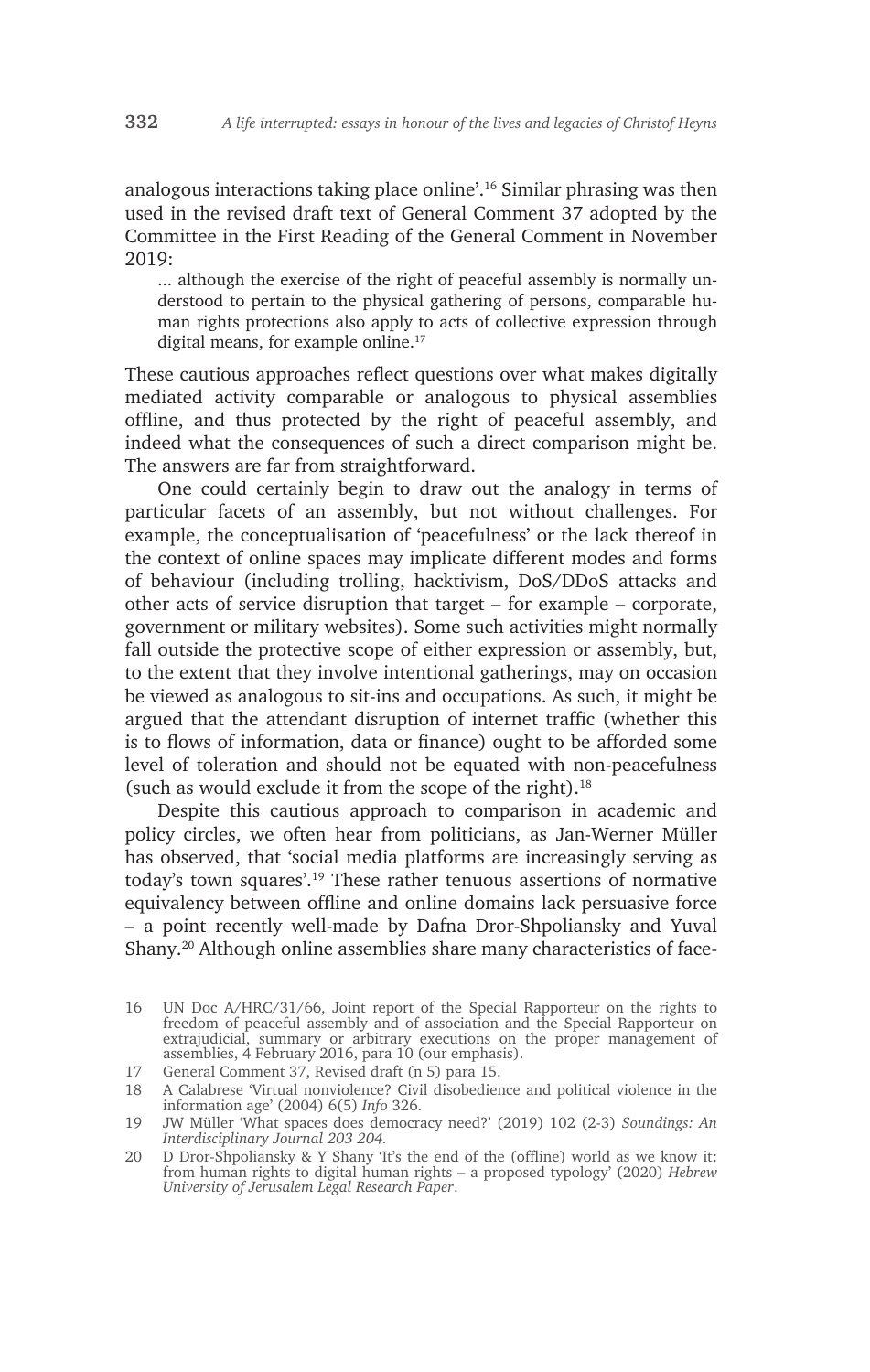analogous interactions taking place online'.[16] Similar phrasing was then used in the revised draft text of General Comment 37 adopted by the Committee in the First Reading of the General Comment in November 2019:

> ... although the exercise of the right of peaceful assembly is normally understood to pertain to the physical gathering of persons, comparable human rights protections also apply to acts of collective expression through digital means, for example online.[17]

These cautious approaches reflect questions over what makes digitally mediated activity comparable or analogous to physical assemblies offline, and thus protected by the right of peaceful assembly, and indeed what the consequences of such a direct comparison might be. The answers are far from straightforward.

One could certainly begin to draw out the analogy in terms of particular facets of an assembly, but not without challenges. For example, the conceptualisation of 'peacefulness' or the lack thereof in the context of online spaces may implicate different modes and forms of behaviour (including trolling, hacktivism, DoS/DDoS attacks and other acts of service disruption that target – for example – corporate, government or military websites). Some such activities might normally fall outside the protective scope of either expression or assembly, but, to the extent that they involve intentional gatherings, may on occasion be viewed as analogous to sit-ins and occupations. As such, it might be argued that the attendant disruption of internet traffic (whether this is to flows of information, data or finance) ought to be afforded some level of toleration and should not be equated with non-peacefulness (such as would exclude it from the scope of the right).[18]

Despite this cautious approach to comparison in academic and policy circles, we often hear from politicians, as Jan-Werner Müller has observed, that 'social media platforms are increasingly serving as today's town squares'.[19] These rather tenuous assertions of normative equivalency between offline and online domains lack persuasive force – a point recently well-made by Dafna Dror-Shpoliansky and Yuval Shany.[20] Although online assemblies share many characteristics of face-

16 UN Doc A/HRC/31/66, Joint report of the Special Rapporteur on the rights to freedom of peaceful assembly and of association and the Special Rapporteur on extrajudicial, summary or arbitrary executions on the proper management of assemblies, 4 February 2016, para 10 (our emphasis).

17 General Comment 37, Revised draft (n 5) para 15.

18 A Calabrese 'Virtual nonviolence? Civil disobedience and political violence in the information age' (2004) 6(5) *Info* 326.

19 JW Müller 'What spaces does democracy need?' (2019) 102 (2-3) *Soundings: An Interdisciplinary Journal 203 204.*

20 D Dror-Shpoliansky & Y Shany 'It's the end of the (offline) world as we know it: from human rights to digital human rights – a proposed typology' (2020) *Hebrew University of Jerusalem Legal Research Paper*.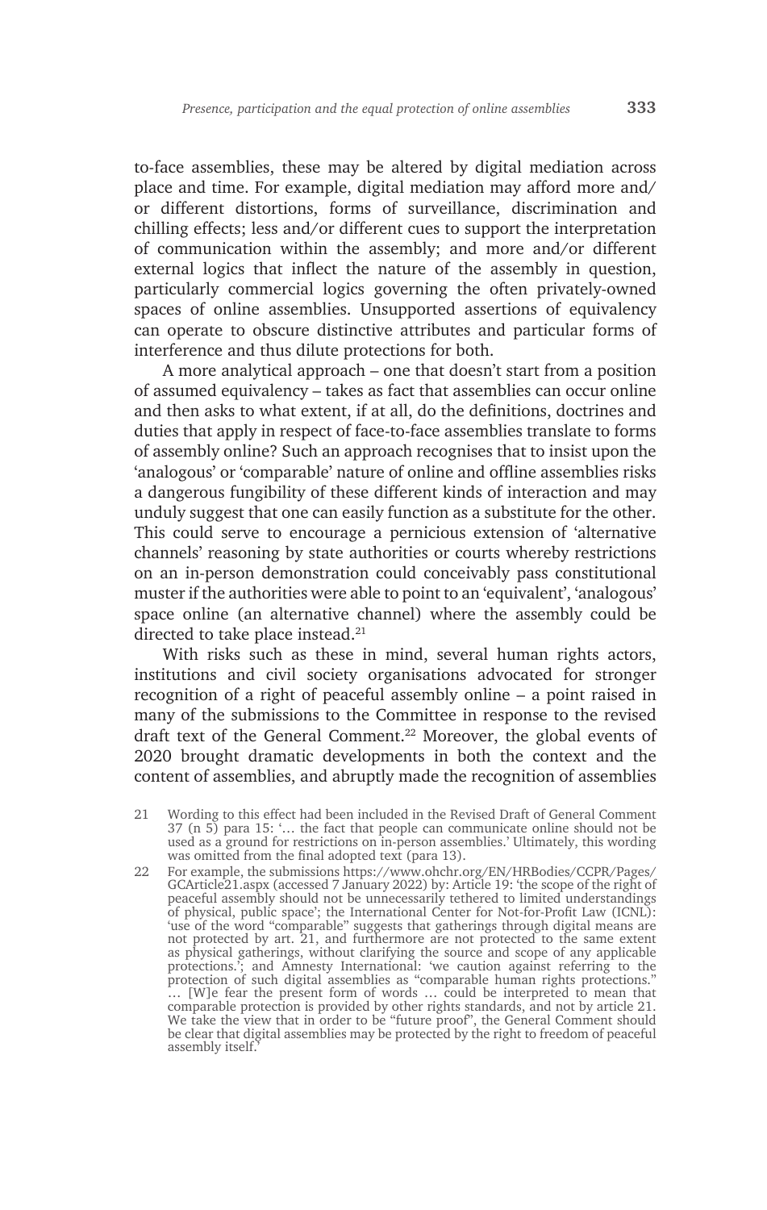to-face assemblies, these may be altered by digital mediation across place and time. For example, digital mediation may afford more and/or different distortions, forms of surveillance, discrimination and chilling effects; less and/or different cues to support the interpretation of communication within the assembly; and more and/or different external logics that inflect the nature of the assembly in question, particularly commercial logics governing the often privately-owned spaces of online assemblies. Unsupported assertions of equivalency can operate to obscure distinctive attributes and particular forms of interference and thus dilute protections for both.

A more analytical approach – one that doesn't start from a position of assumed equivalency – takes as fact that assemblies can occur online and then asks to what extent, if at all, do the definitions, doctrines and duties that apply in respect of face-to-face assemblies translate to forms of assembly online? Such an approach recognises that to insist upon the 'analogous' or 'comparable' nature of online and offline assemblies risks a dangerous fungibility of these different kinds of interaction and may unduly suggest that one can easily function as a substitute for the other. This could serve to encourage a pernicious extension of 'alternative channels' reasoning by state authorities or courts whereby restrictions on an in-person demonstration could conceivably pass constitutional muster if the authorities were able to point to an 'equivalent', 'analogous' space online (an alternative channel) where the assembly could be directed to take place instead.[21]

With risks such as these in mind, several human rights actors, institutions and civil society organisations advocated for stronger recognition of a right of peaceful assembly online – a point raised in many of the submissions to the Committee in response to the revised draft text of the General Comment.[22] Moreover, the global events of 2020 brought dramatic developments in both the context and the content of assemblies, and abruptly made the recognition of assemblies

21 Wording to this effect had been included in the Revised Draft of General Comment 37 (n 5) para 15: '… the fact that people can communicate online should not be used as a ground for restrictions on in-person assemblies.' Ultimately, this wording was omitted from the final adopted text (para 13).

22 For example, the submissions https://www.ohchr.org/EN/HRBodies/CCPR/Pages/GCArticle21.aspx (accessed 7 January 2022) by: Article 19: 'the scope of the right of peaceful assembly should not be unnecessarily tethered to limited understandings of physical, public space'; the International Center for Not-for-Profit Law (ICNL): 'use of the word "comparable" suggests that gatherings through digital means are not protected by art. 21, and furthermore are not protected to the same extent as physical gatherings, without clarifying the source and scope of any applicable protections.'; and Amnesty International: 'we caution against referring to the protection of such digital assemblies as "comparable human rights protections." … [W]e fear the present form of words … could be interpreted to mean that comparable protection is provided by other rights standards, and not by article 21. We take the view that in order to be "future proof", the General Comment should be clear that digital assemblies may be protected by the right to freedom of peaceful assembly itself.'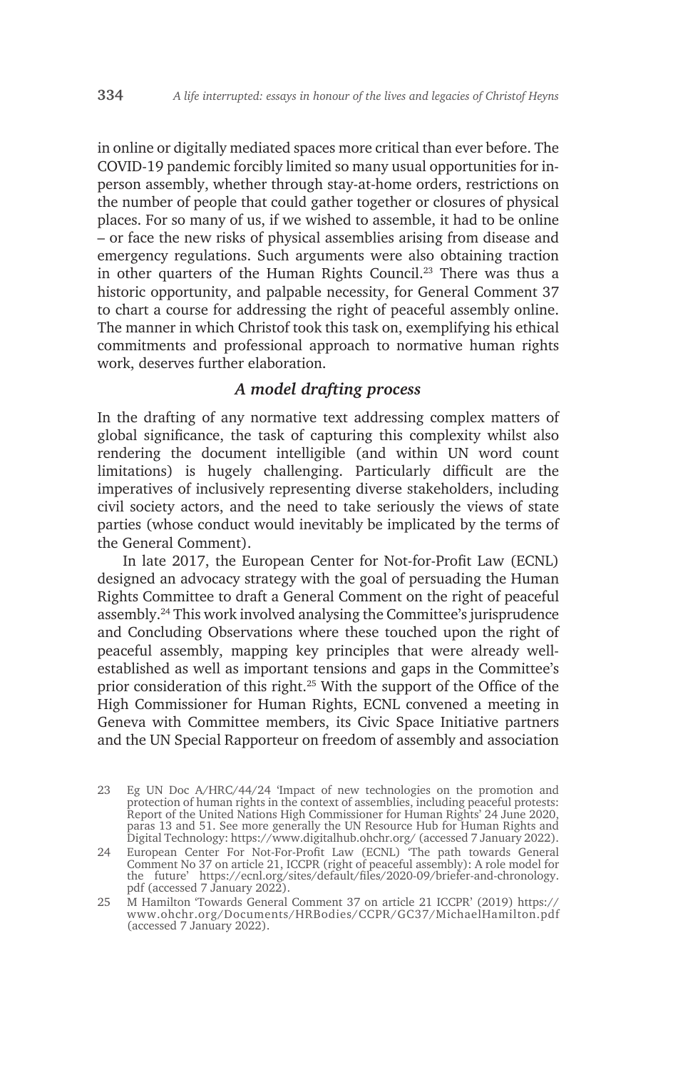in online or digitally mediated spaces more critical than ever before. The COVID-19 pandemic forcibly limited so many usual opportunities for in-person assembly, whether through stay-at-home orders, restrictions on the number of people that could gather together or closures of physical places. For so many of us, if we wished to assemble, it had to be online – or face the new risks of physical assemblies arising from disease and emergency regulations. Such arguments were also obtaining traction in other quarters of the Human Rights Council.[23] There was thus a historic opportunity, and palpable necessity, for General Comment 37 to chart a course for addressing the right of peaceful assembly online. The manner in which Christof took this task on, exemplifying his ethical commitments and professional approach to normative human rights work, deserves further elaboration.

### *A model drafting process*

In the drafting of any normative text addressing complex matters of global significance, the task of capturing this complexity whilst also rendering the document intelligible (and within UN word count limitations) is hugely challenging. Particularly difficult are the imperatives of inclusively representing diverse stakeholders, including civil society actors, and the need to take seriously the views of state parties (whose conduct would inevitably be implicated by the terms of the General Comment).

In late 2017, the European Center for Not-for-Profit Law (ECNL) designed an advocacy strategy with the goal of persuading the Human Rights Committee to draft a General Comment on the right of peaceful assembly.[24] This work involved analysing the Committee's jurisprudence and Concluding Observations where these touched upon the right of peaceful assembly, mapping key principles that were already well-established as well as important tensions and gaps in the Committee's prior consideration of this right.[25] With the support of the Office of the High Commissioner for Human Rights, ECNL convened a meeting in Geneva with Committee members, its Civic Space Initiative partners and the UN Special Rapporteur on freedom of assembly and association

---

23 Eg UN Doc A/HRC/44/24 'Impact of new technologies on the promotion and protection of human rights in the context of assemblies, including peaceful protests: Report of the United Nations High Commissioner for Human Rights' 24 June 2020, paras 13 and 51. See more generally the UN Resource Hub for Human Rights and Digital Technology: https://www.digitalhub.ohchr.org/ (accessed 7 January 2022).

24 European Center For Not-For-Profit Law (ECNL) 'The path towards General Comment No 37 on article 21, ICCPR (right of peaceful assembly): A role model for the future' https://ecnl.org/sites/default/files/2020-09/briefer-and-chronology.pdf (accessed 7 January 2022).

25 M Hamilton 'Towards General Comment 37 on article 21 ICCPR' (2019) https://www.ohchr.org/Documents/HRBodies/CCPR/GC37/MichaelHamilton.pdf (accessed 7 January 2022).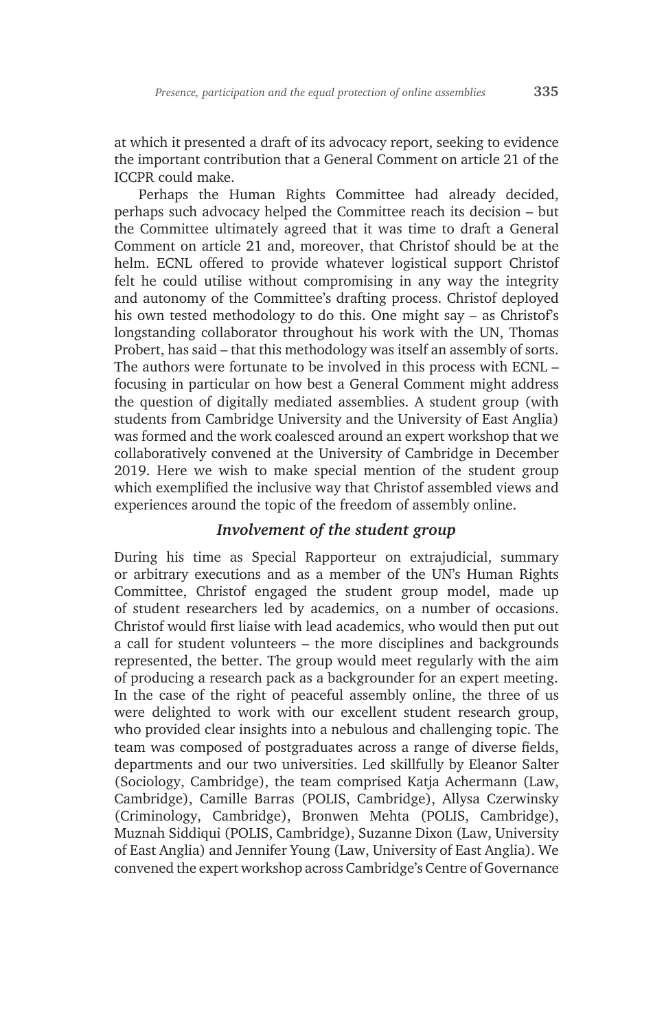at which it presented a draft of its advocacy report, seeking to evidence the important contribution that a General Comment on article 21 of the ICCPR could make.

Perhaps the Human Rights Committee had already decided, perhaps such advocacy helped the Committee reach its decision – but the Committee ultimately agreed that it was time to draft a General Comment on article 21 and, moreover, that Christof should be at the helm. ECNL offered to provide whatever logistical support Christof felt he could utilise without compromising in any way the integrity and autonomy of the Committee's drafting process. Christof deployed his own tested methodology to do this. One might say – as Christof's longstanding collaborator throughout his work with the UN, Thomas Probert, has said – that this methodology was itself an assembly of sorts. The authors were fortunate to be involved in this process with ECNL – focusing in particular on how best a General Comment might address the question of digitally mediated assemblies. A student group (with students from Cambridge University and the University of East Anglia) was formed and the work coalesced around an expert workshop that we collaboratively convened at the University of Cambridge in December 2019. Here we wish to make special mention of the student group which exemplified the inclusive way that Christof assembled views and experiences around the topic of the freedom of assembly online.

### *Involvement of the student group*

During his time as Special Rapporteur on extrajudicial, summary or arbitrary executions and as a member of the UN's Human Rights Committee, Christof engaged the student group model, made up of student researchers led by academics, on a number of occasions. Christof would first liaise with lead academics, who would then put out a call for student volunteers – the more disciplines and backgrounds represented, the better. The group would meet regularly with the aim of producing a research pack as a backgrounder for an expert meeting. In the case of the right of peaceful assembly online, the three of us were delighted to work with our excellent student research group, who provided clear insights into a nebulous and challenging topic. The team was composed of postgraduates across a range of diverse fields, departments and our two universities. Led skillfully by Eleanor Salter (Sociology, Cambridge), the team comprised Katja Achermann (Law, Cambridge), Camille Barras (POLIS, Cambridge), Allysa Czerwinsky (Criminology, Cambridge), Bronwen Mehta (POLIS, Cambridge), Muznah Siddiqui (POLIS, Cambridge), Suzanne Dixon (Law, University of East Anglia) and Jennifer Young (Law, University of East Anglia). We convened the expert workshop across Cambridge's Centre of Governance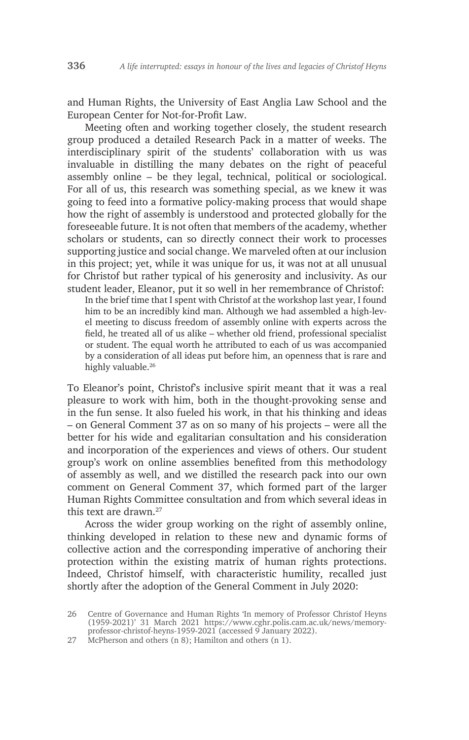and Human Rights, the University of East Anglia Law School and the European Center for Not-for-Profit Law.

Meeting often and working together closely, the student research group produced a detailed Research Pack in a matter of weeks. The interdisciplinary spirit of the students' collaboration with us was invaluable in distilling the many debates on the right of peaceful assembly online – be they legal, technical, political or sociological. For all of us, this research was something special, as we knew it was going to feed into a formative policy-making process that would shape how the right of assembly is understood and protected globally for the foreseeable future. It is not often that members of the academy, whether scholars or students, can so directly connect their work to processes supporting justice and social change. We marveled often at our inclusion in this project; yet, while it was unique for us, it was not at all unusual for Christof but rather typical of his generosity and inclusivity. As our student leader, Eleanor, put it so well in her remembrance of Christof:

> In the brief time that I spent with Christof at the workshop last year, I found him to be an incredibly kind man. Although we had assembled a high-level meeting to discuss freedom of assembly online with experts across the field, he treated all of us alike – whether old friend, professional specialist or student. The equal worth he attributed to each of us was accompanied by a consideration of all ideas put before him, an openness that is rare and highly valuable.[26]

To Eleanor's point, Christof's inclusive spirit meant that it was a real pleasure to work with him, both in the thought-provoking sense and in the fun sense. It also fueled his work, in that his thinking and ideas – on General Comment 37 as on so many of his projects – were all the better for his wide and egalitarian consultation and his consideration and incorporation of the experiences and views of others. Our student group's work on online assemblies benefited from this methodology of assembly as well, and we distilled the research pack into our own comment on General Comment 37, which formed part of the larger Human Rights Committee consultation and from which several ideas in this text are drawn.[27]

Across the wider group working on the right of assembly online, thinking developed in relation to these new and dynamic forms of collective action and the corresponding imperative of anchoring their protection within the existing matrix of human rights protections. Indeed, Christof himself, with characteristic humility, recalled just shortly after the adoption of the General Comment in July 2020:

26 Centre of Governance and Human Rights 'In memory of Professor Christof Heyns (1959-2021)' 31 March 2021 https://www.cghr.polis.cam.ac.uk/news/memory-professor-christof-heyns-1959-2021 (accessed 9 January 2022).

27 McPherson and others (n 8); Hamilton and others (n 1).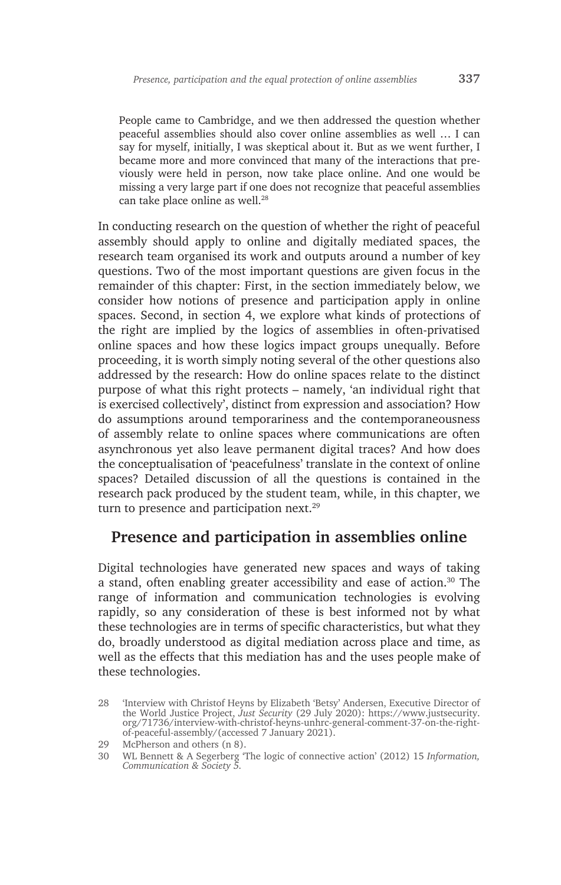> People came to Cambridge, and we then addressed the question whether peaceful assemblies should also cover online assemblies as well … I can say for myself, initially, I was skeptical about it. But as we went further, I became more and more convinced that many of the interactions that previously were held in person, now take place online. And one would be missing a very large part if one does not recognize that peaceful assemblies can take place online as well.[28]

In conducting research on the question of whether the right of peaceful assembly should apply to online and digitally mediated spaces, the research team organised its work and outputs around a number of key questions. Two of the most important questions are given focus in the remainder of this chapter: First, in the section immediately below, we consider how notions of presence and participation apply in online spaces. Second, in section 4, we explore what kinds of protections of the right are implied by the logics of assemblies in often-privatised online spaces and how these logics impact groups unequally. Before proceeding, it is worth simply noting several of the other questions also addressed by the research: How do online spaces relate to the distinct purpose of what this right protects – namely, 'an individual right that is exercised collectively', distinct from expression and association? How do assumptions around temporariness and the contemporaneousness of assembly relate to online spaces where communications are often asynchronous yet also leave permanent digital traces? And how does the conceptualisation of 'peacefulness' translate in the context of online spaces? Detailed discussion of all the questions is contained in the research pack produced by the student team, while, in this chapter, we turn to presence and participation next.[29]

## Presence and participation in assemblies online

Digital technologies have generated new spaces and ways of taking a stand, often enabling greater accessibility and ease of action.[30] The range of information and communication technologies is evolving rapidly, so any consideration of these is best informed not by what these technologies are in terms of specific characteristics, but what they do, broadly understood as digital mediation across place and time, as well as the effects that this mediation has and the uses people make of these technologies.

28 'Interview with Christof Heyns by Elizabeth 'Betsy' Andersen, Executive Director of the World Justice Project, *Just Security* (29 July 2020): https://www.justsecurity.org/71736/interview-with-christof-heyns-unhrc-general-comment-37-on-the-right-of-peaceful-assembly/(accessed 7 January 2021).

29 McPherson and others (n 8).

30 WL Bennett & A Segerberg 'The logic of connective action' (2012) 15 *Information, Communication & Society* 5.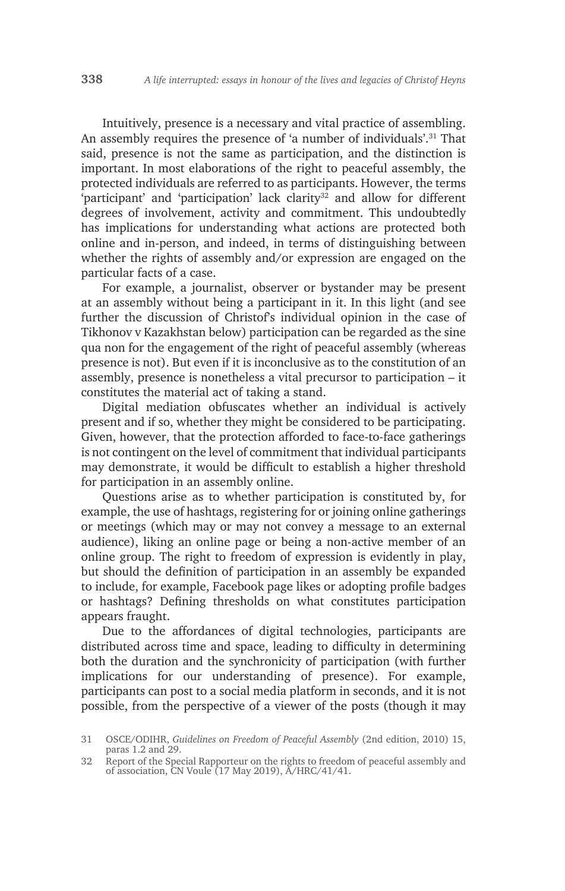Intuitively, presence is a necessary and vital practice of assembling. An assembly requires the presence of 'a number of individuals'.[31] That said, presence is not the same as participation, and the distinction is important. In most elaborations of the right to peaceful assembly, the protected individuals are referred to as participants. However, the terms 'participant' and 'participation' lack clarity[32] and allow for different degrees of involvement, activity and commitment. This undoubtedly has implications for understanding what actions are protected both online and in-person, and indeed, in terms of distinguishing between whether the rights of assembly and/or expression are engaged on the particular facts of a case.

For example, a journalist, observer or bystander may be present at an assembly without being a participant in it. In this light (and see further the discussion of Christof's individual opinion in the case of Tikhonov v Kazakhstan below) participation can be regarded as the sine qua non for the engagement of the right of peaceful assembly (whereas presence is not). But even if it is inconclusive as to the constitution of an assembly, presence is nonetheless a vital precursor to participation – it constitutes the material act of taking a stand.

Digital mediation obfuscates whether an individual is actively present and if so, whether they might be considered to be participating. Given, however, that the protection afforded to face-to-face gatherings is not contingent on the level of commitment that individual participants may demonstrate, it would be difficult to establish a higher threshold for participation in an assembly online.

Questions arise as to whether participation is constituted by, for example, the use of hashtags, registering for or joining online gatherings or meetings (which may or may not convey a message to an external audience), liking an online page or being a non-active member of an online group. The right to freedom of expression is evidently in play, but should the definition of participation in an assembly be expanded to include, for example, Facebook page likes or adopting profile badges or hashtags? Defining thresholds on what constitutes participation appears fraught.

Due to the affordances of digital technologies, participants are distributed across time and space, leading to difficulty in determining both the duration and the synchronicity of participation (with further implications for our understanding of presence). For example, participants can post to a social media platform in seconds, and it is not possible, from the perspective of a viewer of the posts (though it may

31 OSCE/ODIHR, *Guidelines on Freedom of Peaceful Assembly* (2nd edition, 2010) 15, paras 1.2 and 29.

32 Report of the Special Rapporteur on the rights to freedom of peaceful assembly and of association, CN Voule (17 May 2019), A/HRC/41/41.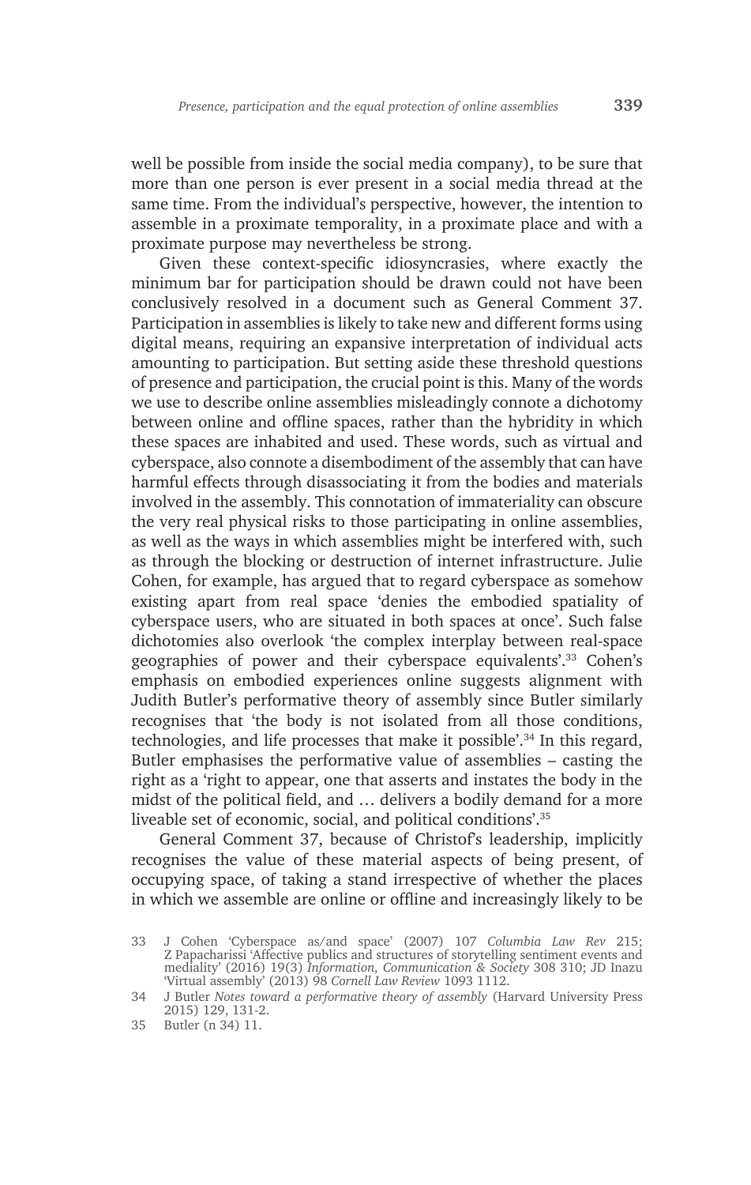well be possible from inside the social media company), to be sure that more than one person is ever present in a social media thread at the same time. From the individual's perspective, however, the intention to assemble in a proximate temporality, in a proximate place and with a proximate purpose may nevertheless be strong.

Given these context-specific idiosyncrasies, where exactly the minimum bar for participation should be drawn could not have been conclusively resolved in a document such as General Comment 37. Participation in assemblies is likely to take new and different forms using digital means, requiring an expansive interpretation of individual acts amounting to participation. But setting aside these threshold questions of presence and participation, the crucial point is this. Many of the words we use to describe online assemblies misleadingly connote a dichotomy between online and offline spaces, rather than the hybridity in which these spaces are inhabited and used. These words, such as virtual and cyberspace, also connote a disembodiment of the assembly that can have harmful effects through disassociating it from the bodies and materials involved in the assembly. This connotation of immateriality can obscure the very real physical risks to those participating in online assemblies, as well as the ways in which assemblies might be interfered with, such as through the blocking or destruction of internet infrastructure. Julie Cohen, for example, has argued that to regard cyberspace as somehow existing apart from real space 'denies the embodied spatiality of cyberspace users, who are situated in both spaces at once'. Such false dichotomies also overlook 'the complex interplay between real-space geographies of power and their cyberspace equivalents'.[33] Cohen's emphasis on embodied experiences online suggests alignment with Judith Butler's performative theory of assembly since Butler similarly recognises that 'the body is not isolated from all those conditions, technologies, and life processes that make it possible'.[34] In this regard, Butler emphasises the performative value of assemblies – casting the right as a 'right to appear, one that asserts and instates the body in the midst of the political field, and … delivers a bodily demand for a more liveable set of economic, social, and political conditions'.[35]

General Comment 37, because of Christof's leadership, implicitly recognises the value of these material aspects of being present, of occupying space, of taking a stand irrespective of whether the places in which we assemble are online or offline and increasingly likely to be

33 J Cohen 'Cyberspace as/and space' (2007) 107 *Columbia Law Rev* 215; Z Papacharissi 'Affective publics and structures of storytelling sentiment events and mediality' (2016) 19(3) *Information, Communication & Society* 308 310; JD Inazu 'Virtual assembly' (2013) 98 *Cornell Law Review* 1093 1112.

34 J Butler *Notes toward a performative theory of assembly* (Harvard University Press 2015) 129, 131-2.

35 Butler (n 34) 11.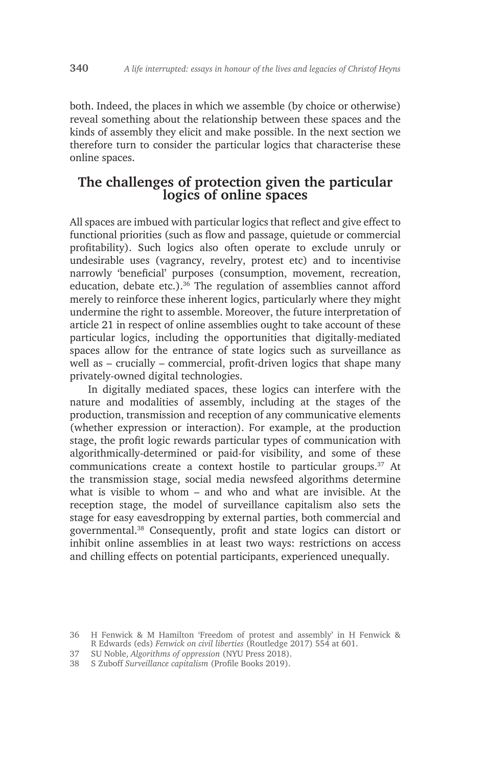both. Indeed, the places in which we assemble (by choice or otherwise) reveal something about the relationship between these spaces and the kinds of assembly they elicit and make possible. In the next section we therefore turn to consider the particular logics that characterise these online spaces.

## The challenges of protection given the particular logics of online spaces

All spaces are imbued with particular logics that reflect and give effect to functional priorities (such as flow and passage, quietude or commercial profitability). Such logics also often operate to exclude unruly or undesirable uses (vagrancy, revelry, protest etc) and to incentivise narrowly 'beneficial' purposes (consumption, movement, recreation, education, debate etc.).[36] The regulation of assemblies cannot afford merely to reinforce these inherent logics, particularly where they might undermine the right to assemble. Moreover, the future interpretation of article 21 in respect of online assemblies ought to take account of these particular logics, including the opportunities that digitally-mediated spaces allow for the entrance of state logics such as surveillance as well as – crucially – commercial, profit-driven logics that shape many privately-owned digital technologies.

In digitally mediated spaces, these logics can interfere with the nature and modalities of assembly, including at the stages of the production, transmission and reception of any communicative elements (whether expression or interaction). For example, at the production stage, the profit logic rewards particular types of communication with algorithmically-determined or paid-for visibility, and some of these communications create a context hostile to particular groups.[37] At the transmission stage, social media newsfeed algorithms determine what is visible to whom – and who and what are invisible. At the reception stage, the model of surveillance capitalism also sets the stage for easy eavesdropping by external parties, both commercial and governmental.[38] Consequently, profit and state logics can distort or inhibit online assemblies in at least two ways: restrictions on access and chilling effects on potential participants, experienced unequally.

36 H Fenwick & M Hamilton 'Freedom of protest and assembly' in H Fenwick & R Edwards (eds) *Fenwick on civil liberties* (Routledge 2017) 554 at 601.

37 SU Noble, *Algorithms of oppression* (NYU Press 2018).

38 S Zuboff *Surveillance capitalism* (Profile Books 2019).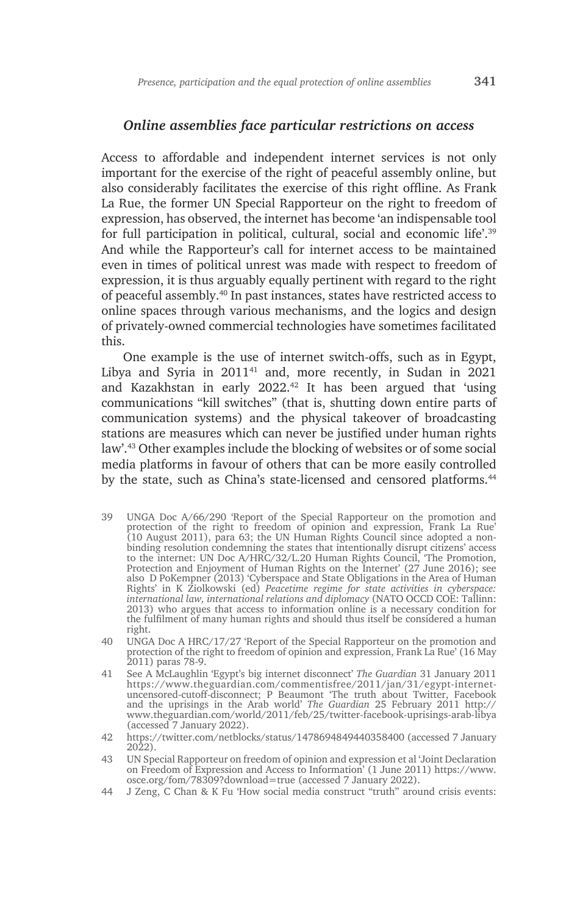### *Online assemblies face particular restrictions on access*

Access to affordable and independent internet services is not only important for the exercise of the right of peaceful assembly online, but also considerably facilitates the exercise of this right offline. As Frank La Rue, the former UN Special Rapporteur on the right to freedom of expression, has observed, the internet has become 'an indispensable tool for full participation in political, cultural, social and economic life'.[39] And while the Rapporteur's call for internet access to be maintained even in times of political unrest was made with respect to freedom of expression, it is thus arguably equally pertinent with regard to the right of peaceful assembly.[40] In past instances, states have restricted access to online spaces through various mechanisms, and the logics and design of privately-owned commercial technologies have sometimes facilitated this.

One example is the use of internet switch-offs, such as in Egypt, Libya and Syria in 2011[41] and, more recently, in Sudan in 2021 and Kazakhstan in early 2022.[42] It has been argued that 'using communications "kill switches" (that is, shutting down entire parts of communication systems) and the physical takeover of broadcasting stations are measures which can never be justified under human rights law'.[43] Other examples include the blocking of websites or of some social media platforms in favour of others that can be more easily controlled by the state, such as China's state-licensed and censored platforms.[44]

39 UNGA Doc A/66/290 'Report of the Special Rapporteur on the promotion and protection of the right to freedom of opinion and expression, Frank La Rue' (10 August 2011), para 63; the UN Human Rights Council since adopted a non-binding resolution condemning the states that intentionally disrupt citizens' access to the internet: UN Doc A/HRC/32/L.20 Human Rights Council, 'The Promotion, Protection and Enjoyment of Human Rights on the Internet' (27 June 2016); see also D PoKempner (2013) 'Cyberspace and State Obligations in the Area of Human Rights' in K Ziolkowski (ed) *Peacetime regime for state activities in cyberspace: international law, international relations and diplomacy* (NATO OCCD COE: Tallinn: 2013) who argues that access to information online is a necessary condition for the fulfilment of many human rights and should thus itself be considered a human right.

40 UNGA Doc A HRC/17/27 'Report of the Special Rapporteur on the promotion and protection of the right to freedom of opinion and expression, Frank La Rue' (16 May 2011) paras 78-9.

41 See A McLaughlin 'Egypt's big internet disconnect' *The Guardian* 31 January 2011 https://www.theguardian.com/commentisfree/2011/jan/31/egypt-internet-uncensored-cutoff-disconnect; P Beaumont 'The truth about Twitter, Facebook and the uprisings in the Arab world' *The Guardian* 25 February 2011 http://www.theguardian.com/world/2011/feb/25/twitter-facebook-uprisings-arab-libya (accessed 7 January 2022).

42 https://twitter.com/netblocks/status/1478694849440358400 (accessed 7 January 2022).

43 UN Special Rapporteur on freedom of opinion and expression et al 'Joint Declaration on Freedom of Expression and Access to Information' (1 June 2011) https://www.osce.org/fom/78309?download=true (accessed 7 January 2022).

44 J Zeng, C Chan & K Fu 'How social media construct "truth" around crisis events: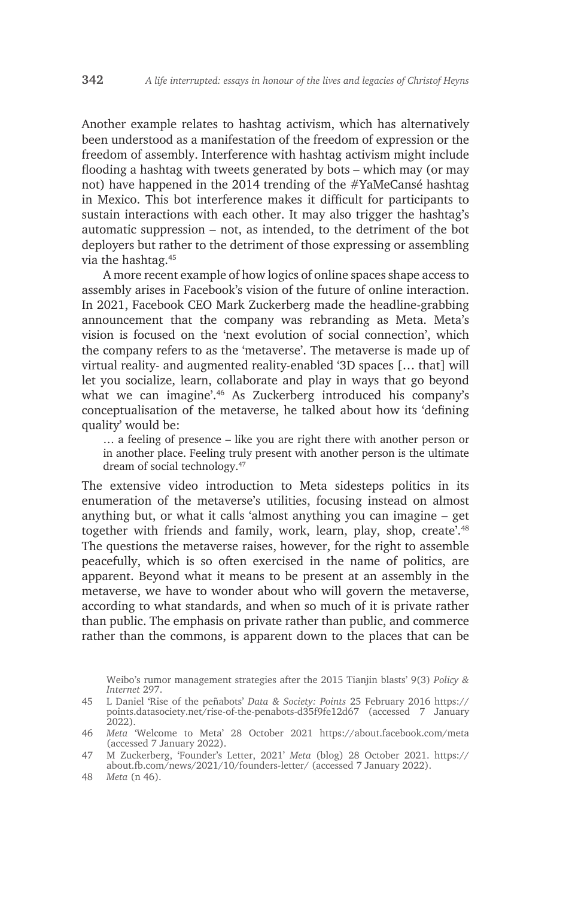Another example relates to hashtag activism, which has alternatively been understood as a manifestation of the freedom of expression or the freedom of assembly. Interference with hashtag activism might include flooding a hashtag with tweets generated by bots – which may (or may not) have happened in the 2014 trending of the #YaMeCansé hashtag in Mexico. This bot interference makes it difficult for participants to sustain interactions with each other. It may also trigger the hashtag's automatic suppression – not, as intended, to the detriment of the bot deployers but rather to the detriment of those expressing or assembling via the hashtag.[45]

A more recent example of how logics of online spaces shape access to assembly arises in Facebook's vision of the future of online interaction. In 2021, Facebook CEO Mark Zuckerberg made the headline-grabbing announcement that the company was rebranding as Meta. Meta's vision is focused on the 'next evolution of social connection', which the company refers to as the 'metaverse'. The metaverse is made up of virtual reality- and augmented reality-enabled '3D spaces [… that] will let you socialize, learn, collaborate and play in ways that go beyond what we can imagine'.[46] As Zuckerberg introduced his company's conceptualisation of the metaverse, he talked about how its 'defining quality' would be:

> … a feeling of presence – like you are right there with another person or in another place. Feeling truly present with another person is the ultimate dream of social technology.[47]

The extensive video introduction to Meta sidesteps politics in its enumeration of the metaverse's utilities, focusing instead on almost anything but, or what it calls 'almost anything you can imagine – get together with friends and family, work, learn, play, shop, create'.[48] The questions the metaverse raises, however, for the right to assemble peacefully, which is so often exercised in the name of politics, are apparent. Beyond what it means to be present at an assembly in the metaverse, we have to wonder about who will govern the metaverse, according to what standards, and when so much of it is private rather than public. The emphasis on private rather than public, and commerce rather than the commons, is apparent down to the places that can be

---

Weibo's rumor management strategies after the 2015 Tianjin blasts' 9(3) *Policy & Internet* 297.

45 L Daniel 'Rise of the peñabots' *Data & Society: Points* 25 February 2016 https://points.datasociety.net/rise-of-the-penabots-d35f9fe12d67 (accessed 7 January 2022).

46 *Meta* 'Welcome to Meta' 28 October 2021 https://about.facebook.com/meta (accessed 7 January 2022).

47 M Zuckerberg, 'Founder's Letter, 2021' *Meta* (blog) 28 October 2021. https://about.fb.com/news/2021/10/founders-letter/ (accessed 7 January 2022).

48 *Meta* (n 46).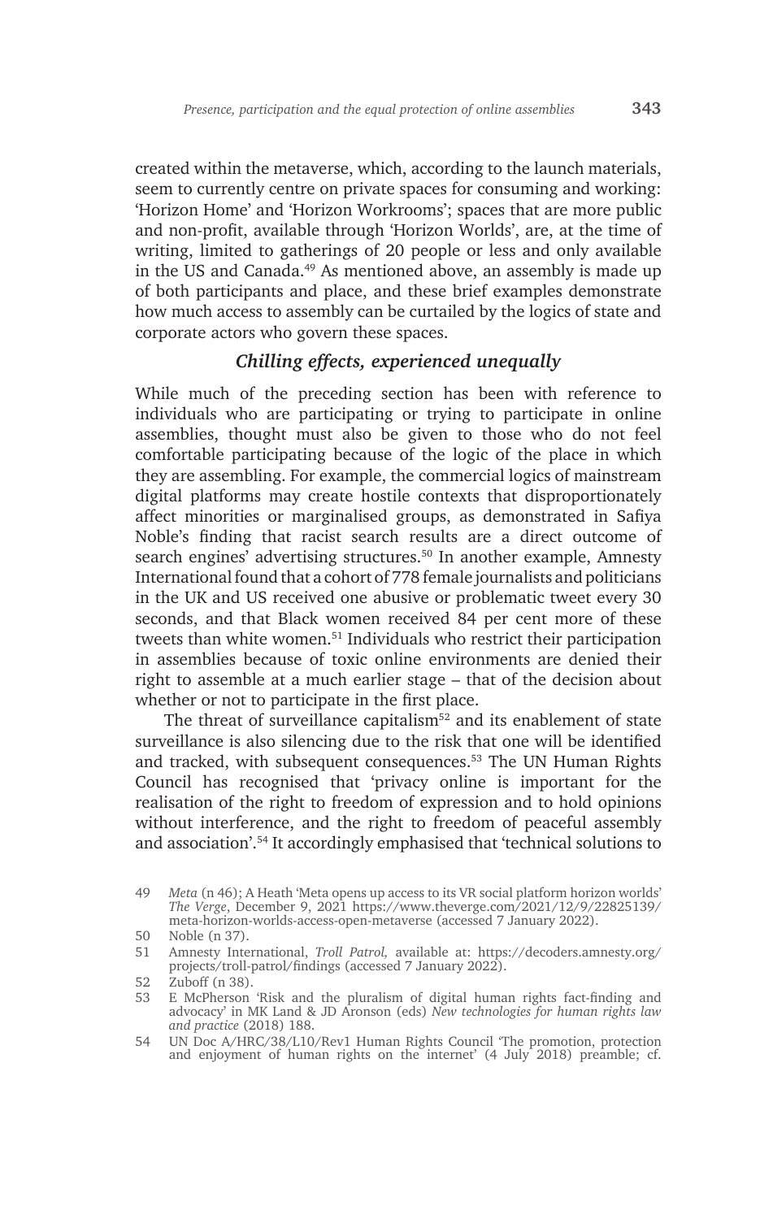created within the metaverse, which, according to the launch materials, seem to currently centre on private spaces for consuming and working: 'Horizon Home' and 'Horizon Workrooms'; spaces that are more public and non-profit, available through 'Horizon Worlds', are, at the time of writing, limited to gatherings of 20 people or less and only available in the US and Canada.[49] As mentioned above, an assembly is made up of both participants and place, and these brief examples demonstrate how much access to assembly can be curtailed by the logics of state and corporate actors who govern these spaces.

### *Chilling effects, experienced unequally*

While much of the preceding section has been with reference to individuals who are participating or trying to participate in online assemblies, thought must also be given to those who do not feel comfortable participating because of the logic of the place in which they are assembling. For example, the commercial logics of mainstream digital platforms may create hostile contexts that disproportionately affect minorities or marginalised groups, as demonstrated in Safiya Noble's finding that racist search results are a direct outcome of search engines' advertising structures.[50] In another example, Amnesty International found that a cohort of 778 female journalists and politicians in the UK and US received one abusive or problematic tweet every 30 seconds, and that Black women received 84 per cent more of these tweets than white women.[51] Individuals who restrict their participation in assemblies because of toxic online environments are denied their right to assemble at a much earlier stage – that of the decision about whether or not to participate in the first place.

The threat of surveillance capitalism[52] and its enablement of state surveillance is also silencing due to the risk that one will be identified and tracked, with subsequent consequences.[53] The UN Human Rights Council has recognised that 'privacy online is important for the realisation of the right to freedom of expression and to hold opinions without interference, and the right to freedom of peaceful assembly and association'.[54] It accordingly emphasised that 'technical solutions to

---

49 *Meta* (n 46); A Heath 'Meta opens up access to its VR social platform horizon worlds' *The Verge*, December 9, 2021 https://www.theverge.com/2021/12/9/22825139/meta-horizon-worlds-access-open-metaverse (accessed 7 January 2022).

50 Noble (n 37).

51 Amnesty International, *Troll Patrol,* available at: https://decoders.amnesty.org/projects/troll-patrol/findings (accessed 7 January 2022).

52 Zuboff (n 38).

53 E McPherson 'Risk and the pluralism of digital human rights fact-finding and advocacy' in MK Land & JD Aronson (eds) *New technologies for human rights law and practice* (2018) 188.

54 UN Doc A/HRC/38/L10/Rev1 Human Rights Council 'The promotion, protection and enjoyment of human rights on the internet' (4 July 2018) preamble; cf.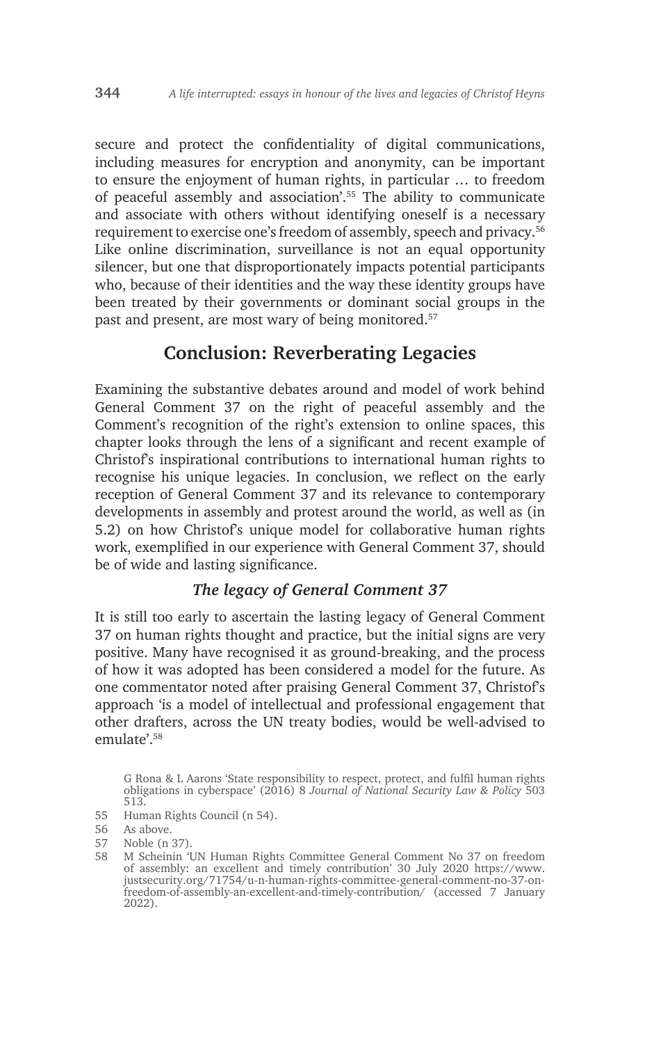secure and protect the confidentiality of digital communications, including measures for encryption and anonymity, can be important to ensure the enjoyment of human rights, in particular … to freedom of peaceful assembly and association'.[55] The ability to communicate and associate with others without identifying oneself is a necessary requirement to exercise one's freedom of assembly, speech and privacy.[56] Like online discrimination, surveillance is not an equal opportunity silencer, but one that disproportionately impacts potential participants who, because of their identities and the way these identity groups have been treated by their governments or dominant social groups in the past and present, are most wary of being monitored.[57]

## Conclusion: Reverberating Legacies

Examining the substantive debates around and model of work behind General Comment 37 on the right of peaceful assembly and the Comment's recognition of the right's extension to online spaces, this chapter looks through the lens of a significant and recent example of Christof's inspirational contributions to international human rights to recognise his unique legacies. In conclusion, we reflect on the early reception of General Comment 37 and its relevance to contemporary developments in assembly and protest around the world, as well as (in 5.2) on how Christof's unique model for collaborative human rights work, exemplified in our experience with General Comment 37, should be of wide and lasting significance.

### *The legacy of General Comment 37*

It is still too early to ascertain the lasting legacy of General Comment 37 on human rights thought and practice, but the initial signs are very positive. Many have recognised it as ground-breaking, and the process of how it was adopted has been considered a model for the future. As one commentator noted after praising General Comment 37, Christof's approach 'is a model of intellectual and professional engagement that other drafters, across the UN treaty bodies, would be well-advised to emulate'.[58]

G Rona & L Aarons 'State responsibility to respect, protect, and fulfil human rights obligations in cyberspace' (2016) 8 *Journal of National Security Law & Policy* 503 513.

55 Human Rights Council (n 54).

56 As above.

57 Noble (n 37).

58 M Scheinin 'UN Human Rights Committee General Comment No 37 on freedom of assembly: an excellent and timely contribution' 30 July 2020 https://www.justsecurity.org/71754/u-n-human-rights-committee-general-comment-no-37-on-freedom-of-assembly-an-excellent-and-timely-contribution/ (accessed 7 January 2022).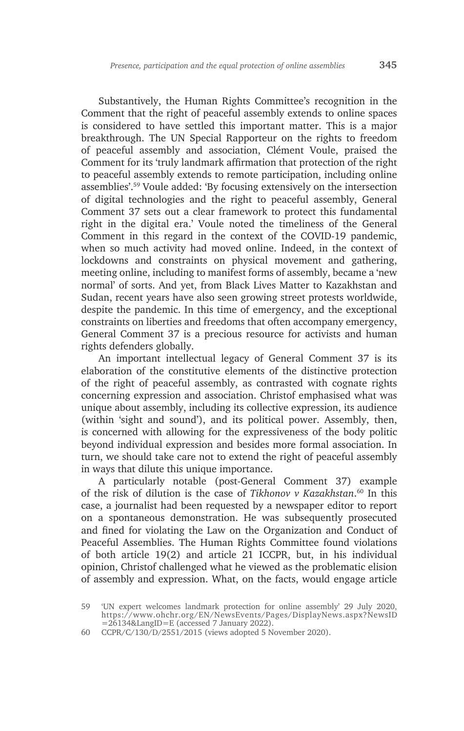Substantively, the Human Rights Committee's recognition in the Comment that the right of peaceful assembly extends to online spaces is considered to have settled this important matter. This is a major breakthrough. The UN Special Rapporteur on the rights to freedom of peaceful assembly and association, Clément Voule, praised the Comment for its 'truly landmark affirmation that protection of the right to peaceful assembly extends to remote participation, including online assemblies'.[59] Voule added: 'By focusing extensively on the intersection of digital technologies and the right to peaceful assembly, General Comment 37 sets out a clear framework to protect this fundamental right in the digital era.' Voule noted the timeliness of the General Comment in this regard in the context of the COVID-19 pandemic, when so much activity had moved online. Indeed, in the context of lockdowns and constraints on physical movement and gathering, meeting online, including to manifest forms of assembly, became a 'new normal' of sorts. And yet, from Black Lives Matter to Kazakhstan and Sudan, recent years have also seen growing street protests worldwide, despite the pandemic. In this time of emergency, and the exceptional constraints on liberties and freedoms that often accompany emergency, General Comment 37 is a precious resource for activists and human rights defenders globally.

An important intellectual legacy of General Comment 37 is its elaboration of the constitutive elements of the distinctive protection of the right of peaceful assembly, as contrasted with cognate rights concerning expression and association. Christof emphasised what was unique about assembly, including its collective expression, its audience (within 'sight and sound'), and its political power. Assembly, then, is concerned with allowing for the expressiveness of the body politic beyond individual expression and besides more formal association. In turn, we should take care not to extend the right of peaceful assembly in ways that dilute this unique importance.

A particularly notable (post-General Comment 37) example of the risk of dilution is the case of *Tikhonov v Kazakhstan*.[60] In this case, a journalist had been requested by a newspaper editor to report on a spontaneous demonstration. He was subsequently prosecuted and fined for violating the Law on the Organization and Conduct of Peaceful Assemblies. The Human Rights Committee found violations of both article 19(2) and article 21 ICCPR, but, in his individual opinion, Christof challenged what he viewed as the problematic elision of assembly and expression. What, on the facts, would engage article

---

59 'UN expert welcomes landmark protection for online assembly' 29 July 2020, https://www.ohchr.org/EN/NewsEvents/Pages/DisplayNews.aspx?NewsID=26134&LangID=E (accessed 7 January 2022).

60 CCPR/C/130/D/2551/2015 (views adopted 5 November 2020).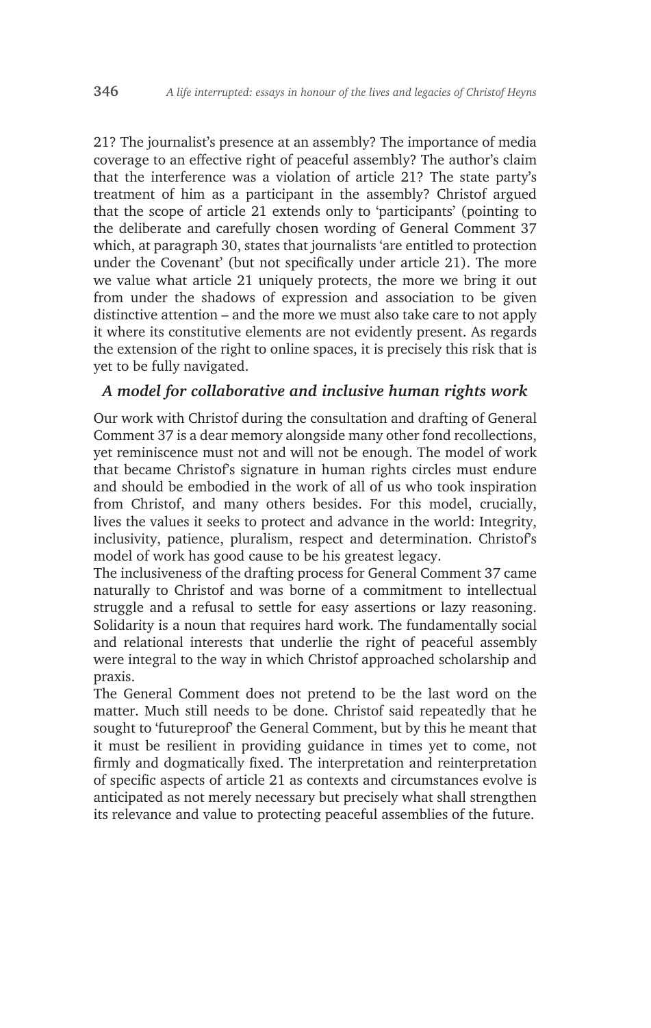21? The journalist's presence at an assembly? The importance of media coverage to an effective right of peaceful assembly? The author's claim that the interference was a violation of article 21? The state party's treatment of him as a participant in the assembly? Christof argued that the scope of article 21 extends only to 'participants' (pointing to the deliberate and carefully chosen wording of General Comment 37 which, at paragraph 30, states that journalists 'are entitled to protection under the Covenant' (but not specifically under article 21). The more we value what article 21 uniquely protects, the more we bring it out from under the shadows of expression and association to be given distinctive attention – and the more we must also take care to not apply it where its constitutive elements are not evidently present. As regards the extension of the right to online spaces, it is precisely this risk that is yet to be fully navigated.

### *A model for collaborative and inclusive human rights work*

Our work with Christof during the consultation and drafting of General Comment 37 is a dear memory alongside many other fond recollections, yet reminiscence must not and will not be enough. The model of work that became Christof's signature in human rights circles must endure and should be embodied in the work of all of us who took inspiration from Christof, and many others besides. For this model, crucially, lives the values it seeks to protect and advance in the world: Integrity, inclusivity, patience, pluralism, respect and determination. Christof's model of work has good cause to be his greatest legacy.

The inclusiveness of the drafting process for General Comment 37 came naturally to Christof and was borne of a commitment to intellectual struggle and a refusal to settle for easy assertions or lazy reasoning. Solidarity is a noun that requires hard work. The fundamentally social and relational interests that underlie the right of peaceful assembly were integral to the way in which Christof approached scholarship and praxis.

The General Comment does not pretend to be the last word on the matter. Much still needs to be done. Christof said repeatedly that he sought to 'futureproof' the General Comment, but by this he meant that it must be resilient in providing guidance in times yet to come, not firmly and dogmatically fixed. The interpretation and reinterpretation of specific aspects of article 21 as contexts and circumstances evolve is anticipated as not merely necessary but precisely what shall strengthen its relevance and value to protecting peaceful assemblies of the future.